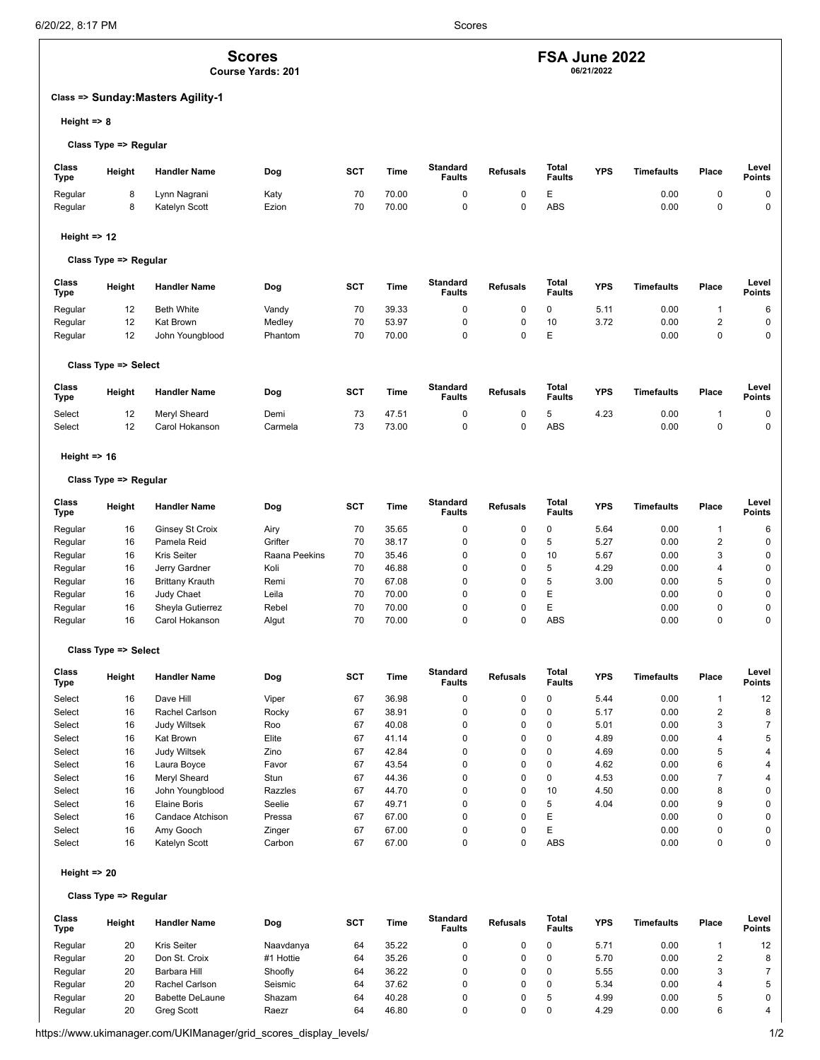# Scores

**Course Yards: 201**

## FSA June 2022

**06/21/2022**

### Class => Sunday:Masters Agility-1

**Height => 8**

**Class Type => Regular**

| Class Type | Height | Handler Name | Dog | SCT | Time | Standard Faults | Refusals | Total Faults | YPS | Timefaults | Place | Level Points |
|---|---|---|---|---|---|---|---|---|---|---|---|---|
| Regular | 8 | Lynn Nagrani | Katy | 70 | 70.00 | 0 | 0 | E | | 0.00 | 0 | 0 |
| Regular | 8 | Katelyn Scott | Ezion | 70 | 70.00 | 0 | 0 | ABS | | 0.00 | 0 | 0 |

**Height => 12**

**Class Type => Regular**

| Class Type | Height | Handler Name | Dog | SCT | Time | Standard Faults | Refusals | Total Faults | YPS | Timefaults | Place | Level Points |
|---|---|---|---|---|---|---|---|---|---|---|---|---|
| Regular | 12 | Beth White | Vandy | 70 | 39.33 | 0 | 0 | 0 | 5.11 | 0.00 | 1 | 6 |
| Regular | 12 | Kat Brown | Medley | 70 | 53.97 | 0 | 0 | 10 | 3.72 | 0.00 | 2 | 0 |
| Regular | 12 | John Youngblood | Phantom | 70 | 70.00 | 0 | 0 | E | | 0.00 | 0 | 0 |

**Class Type => Select**

| Class Type | Height | Handler Name | Dog | SCT | Time | Standard Faults | Refusals | Total Faults | YPS | Timefaults | Place | Level Points |
|---|---|---|---|---|---|---|---|---|---|---|---|---|
| Select | 12 | Meryl Sheard | Demi | 73 | 47.51 | 0 | 0 | 5 | 4.23 | 0.00 | 1 | 0 |
| Select | 12 | Carol Hokanson | Carmela | 73 | 73.00 | 0 | 0 | ABS | | 0.00 | 0 | 0 |

**Height => 16**

**Class Type => Regular**

| Class Type | Height | Handler Name | Dog | SCT | Time | Standard Faults | Refusals | Total Faults | YPS | Timefaults | Place | Level Points |
|---|---|---|---|---|---|---|---|---|---|---|---|---|
| Regular | 16 | Ginsey St Croix | Airy | 70 | 35.65 | 0 | 0 | 0 | 5.64 | 0.00 | 1 | 6 |
| Regular | 16 | Pamela Reid | Grifter | 70 | 38.17 | 0 | 0 | 5 | 5.27 | 0.00 | 2 | 0 |
| Regular | 16 | Kris Seiter | Raana Peekins | 70 | 35.46 | 0 | 0 | 10 | 5.67 | 0.00 | 3 | 0 |
| Regular | 16 | Jerry Gardner | Koli | 70 | 46.88 | 0 | 0 | 5 | 4.29 | 0.00 | 4 | 0 |
| Regular | 16 | Brittany Krauth | Remi | 70 | 67.08 | 0 | 0 | 5 | 3.00 | 0.00 | 5 | 0 |
| Regular | 16 | Judy Chaet | Leila | 70 | 70.00 | 0 | 0 | E | | 0.00 | 0 | 0 |
| Regular | 16 | Sheyla Gutierrez | Rebel | 70 | 70.00 | 0 | 0 | E | | 0.00 | 0 | 0 |
| Regular | 16 | Carol Hokanson | Algut | 70 | 70.00 | 0 | 0 | ABS | | 0.00 | 0 | 0 |

**Class Type => Select**

| Class Type | Height | Handler Name | Dog | SCT | Time | Standard Faults | Refusals | Total Faults | YPS | Timefaults | Place | Level Points |
|---|---|---|---|---|---|---|---|---|---|---|---|---|
| Select | 16 | Dave Hill | Viper | 67 | 36.98 | 0 | 0 | 0 | 5.44 | 0.00 | 1 | 12 |
| Select | 16 | Rachel Carlson | Rocky | 67 | 38.91 | 0 | 0 | 0 | 5.17 | 0.00 | 2 | 8 |
| Select | 16 | Judy Wiltsek | Roo | 67 | 40.08 | 0 | 0 | 0 | 5.01 | 0.00 | 3 | 7 |
| Select | 16 | Kat Brown | Elite | 67 | 41.14 | 0 | 0 | 0 | 4.89 | 0.00 | 4 | 5 |
| Select | 16 | Judy Wiltsek | Zino | 67 | 42.84 | 0 | 0 | 0 | 4.69 | 0.00 | 5 | 4 |
| Select | 16 | Laura Boyce | Favor | 67 | 43.54 | 0 | 0 | 0 | 4.62 | 0.00 | 6 | 4 |
| Select | 16 | Meryl Sheard | Stun | 67 | 44.36 | 0 | 0 | 0 | 4.53 | 0.00 | 7 | 4 |
| Select | 16 | John Youngblood | Razzles | 67 | 44.70 | 0 | 0 | 10 | 4.50 | 0.00 | 8 | 0 |
| Select | 16 | Elaine Boris | Seelie | 67 | 49.71 | 0 | 0 | 5 | 4.04 | 0.00 | 9 | 0 |
| Select | 16 | Candace Atchison | Pressa | 67 | 67.00 | 0 | 0 | E | | 0.00 | 0 | 0 |
| Select | 16 | Amy Gooch | Zinger | 67 | 67.00 | 0 | 0 | E | | 0.00 | 0 | 0 |
| Select | 16 | Katelyn Scott | Carbon | 67 | 67.00 | 0 | 0 | ABS | | 0.00 | 0 | 0 |

**Height => 20**

**Class Type => Regular**

| Class Type | Height | Handler Name | Dog | SCT | Time | Standard Faults | Refusals | Total Faults | YPS | Timefaults | Place | Level Points |
|---|---|---|---|---|---|---|---|---|---|---|---|---|
| Regular | 20 | Kris Seiter | Naavdanya | 64 | 35.22 | 0 | 0 | 0 | 5.71 | 0.00 | 1 | 12 |
| Regular | 20 | Don St. Croix | #1 Hottie | 64 | 35.26 | 0 | 0 | 0 | 5.70 | 0.00 | 2 | 8 |
| Regular | 20 | Barbara Hill | Shoofly | 64 | 36.22 | 0 | 0 | 0 | 5.55 | 0.00 | 3 | 7 |
| Regular | 20 | Rachel Carlson | Seismic | 64 | 37.62 | 0 | 0 | 0 | 5.34 | 0.00 | 4 | 5 |
| Regular | 20 | Babette DeLaune | Shazam | 64 | 40.28 | 0 | 0 | 5 | 4.99 | 0.00 | 5 | 0 |
| Regular | 20 | Greg Scott | Raezr | 64 | 46.80 | 0 | 0 | 0 | 4.29 | 0.00 | 6 | 4 |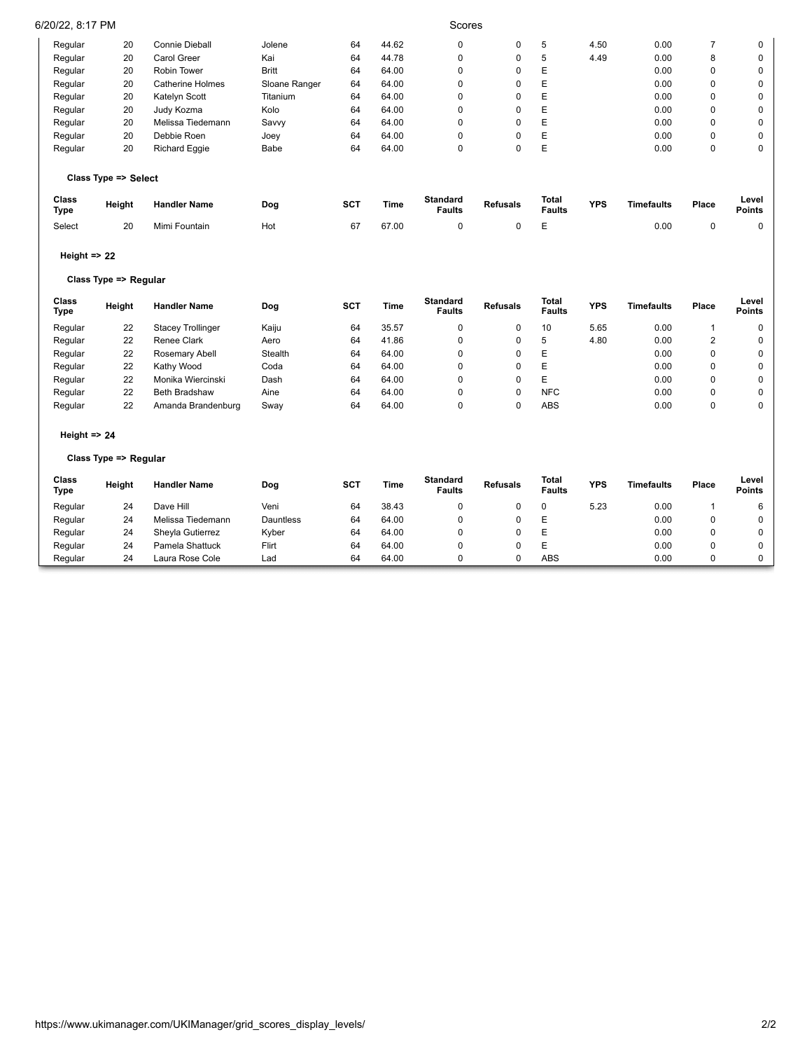| Class Type | Height | Handler Name | Dog | SCT | Time | Standard Faults | Refusals | Total Faults | YPS | Timefaults | Place | Level Points |
|---|---|---|---|---|---|---|---|---|---|---|---|---|
| Regular | 20 | Connie Dieball | Jolene | 64 | 44.62 | 0 | 0 | 5 | 4.50 | 0.00 | 7 | 0 |
| Regular | 20 | Carol Greer | Kai | 64 | 44.78 | 0 | 0 | 5 | 4.49 | 0.00 | 8 | 0 |
| Regular | 20 | Robin Tower | Britt | 64 | 64.00 | 0 | 0 | E | | 0.00 | 0 | 0 |
| Regular | 20 | Catherine Holmes | Sloane Ranger | 64 | 64.00 | 0 | 0 | E | | 0.00 | 0 | 0 |
| Regular | 20 | Katelyn Scott | Titanium | 64 | 64.00 | 0 | 0 | E | | 0.00 | 0 | 0 |
| Regular | 20 | Judy Kozma | Kolo | 64 | 64.00 | 0 | 0 | E | | 0.00 | 0 | 0 |
| Regular | 20 | Melissa Tiedemann | Savvy | 64 | 64.00 | 0 | 0 | E | | 0.00 | 0 | 0 |
| Regular | 20 | Debbie Roen | Joey | 64 | 64.00 | 0 | 0 | E | | 0.00 | 0 | 0 |
| Regular | 20 | Richard Eggie | Babe | 64 | 64.00 | 0 | 0 | E | | 0.00 | 0 | 0 |

**Class Type => Select**

| Class Type | Height | Handler Name | Dog | SCT | Time | Standard Faults | Refusals | Total Faults | YPS | Timefaults | Place | Level Points |
|---|---|---|---|---|---|---|---|---|---|---|---|---|
| Select | 20 | Mimi Fountain | Hot | 67 | 67.00 | 0 | 0 | E | | 0.00 | 0 | 0 |

**Height => 22**

**Class Type => Regular**

| Class Type | Height | Handler Name | Dog | SCT | Time | Standard Faults | Refusals | Total Faults | YPS | Timefaults | Place | Level Points |
|---|---|---|---|---|---|---|---|---|---|---|---|---|
| Regular | 22 | Stacey Trollinger | Kaiju | 64 | 35.57 | 0 | 0 | 10 | 5.65 | 0.00 | 1 | 0 |
| Regular | 22 | Renee Clark | Aero | 64 | 41.86 | 0 | 0 | 5 | 4.80 | 0.00 | 2 | 0 |
| Regular | 22 | Rosemary Abell | Stealth | 64 | 64.00 | 0 | 0 | E | | 0.00 | 0 | 0 |
| Regular | 22 | Kathy Wood | Coda | 64 | 64.00 | 0 | 0 | E | | 0.00 | 0 | 0 |
| Regular | 22 | Monika Wiercinski | Dash | 64 | 64.00 | 0 | 0 | E | | 0.00 | 0 | 0 |
| Regular | 22 | Beth Bradshaw | Aine | 64 | 64.00 | 0 | 0 | NFC | | 0.00 | 0 | 0 |
| Regular | 22 | Amanda Brandenburg | Sway | 64 | 64.00 | 0 | 0 | ABS | | 0.00 | 0 | 0 |

**Height => 24**

**Class Type => Regular**

| Class Type | Height | Handler Name | Dog | SCT | Time | Standard Faults | Refusals | Total Faults | YPS | Timefaults | Place | Level Points |
|---|---|---|---|---|---|---|---|---|---|---|---|---|
| Regular | 24 | Dave Hill | Veni | 64 | 38.43 | 0 | 0 | 0 | 5.23 | 0.00 | 1 | 6 |
| Regular | 24 | Melissa Tiedemann | Dauntless | 64 | 64.00 | 0 | 0 | E | | 0.00 | 0 | 0 |
| Regular | 24 | Sheyla Gutierrez | Kyber | 64 | 64.00 | 0 | 0 | E | | 0.00 | 0 | 0 |
| Regular | 24 | Pamela Shattuck | Flirt | 64 | 64.00 | 0 | 0 | E | | 0.00 | 0 | 0 |
| Regular | 24 | Laura Rose Cole | Lad | 64 | 64.00 | 0 | 0 | ABS | | 0.00 | 0 | 0 |